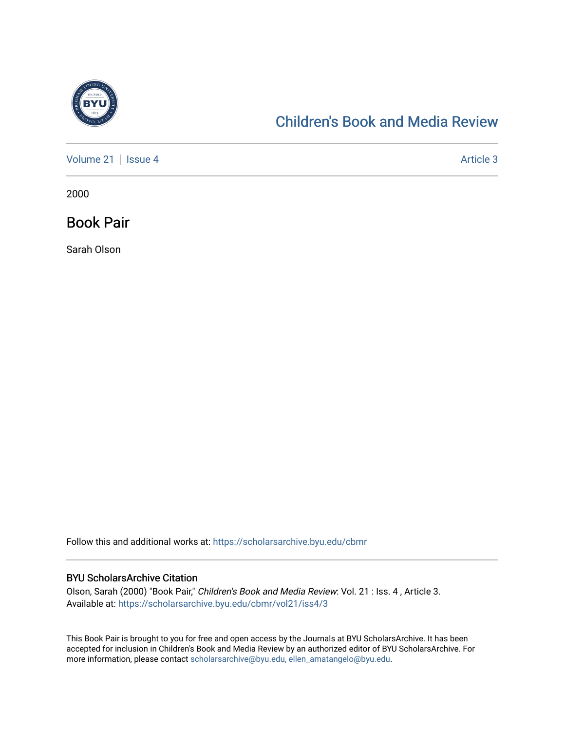# Children's Book and Media Review

Volume 21 | Issue 4 | Article 3

2000

## Book Pair

Sarah Olson

Follow this and additional works at: https://scholarsarchive.byu.edu/cbmr

### BYU ScholarsArchive Citation

Olson, Sarah (2000) "Book Pair," *Children's Book and Media Review*: Vol. 21 : Iss. 4 , Article 3.
Available at: https://scholarsarchive.byu.edu/cbmr/vol21/iss4/3

This Book Pair is brought to you for free and open access by the Journals at BYU ScholarsArchive. It has been accepted for inclusion in Children's Book and Media Review by an authorized editor of BYU ScholarsArchive. For more information, please contact scholarsarchive@byu.edu, ellen_amatangelo@byu.edu.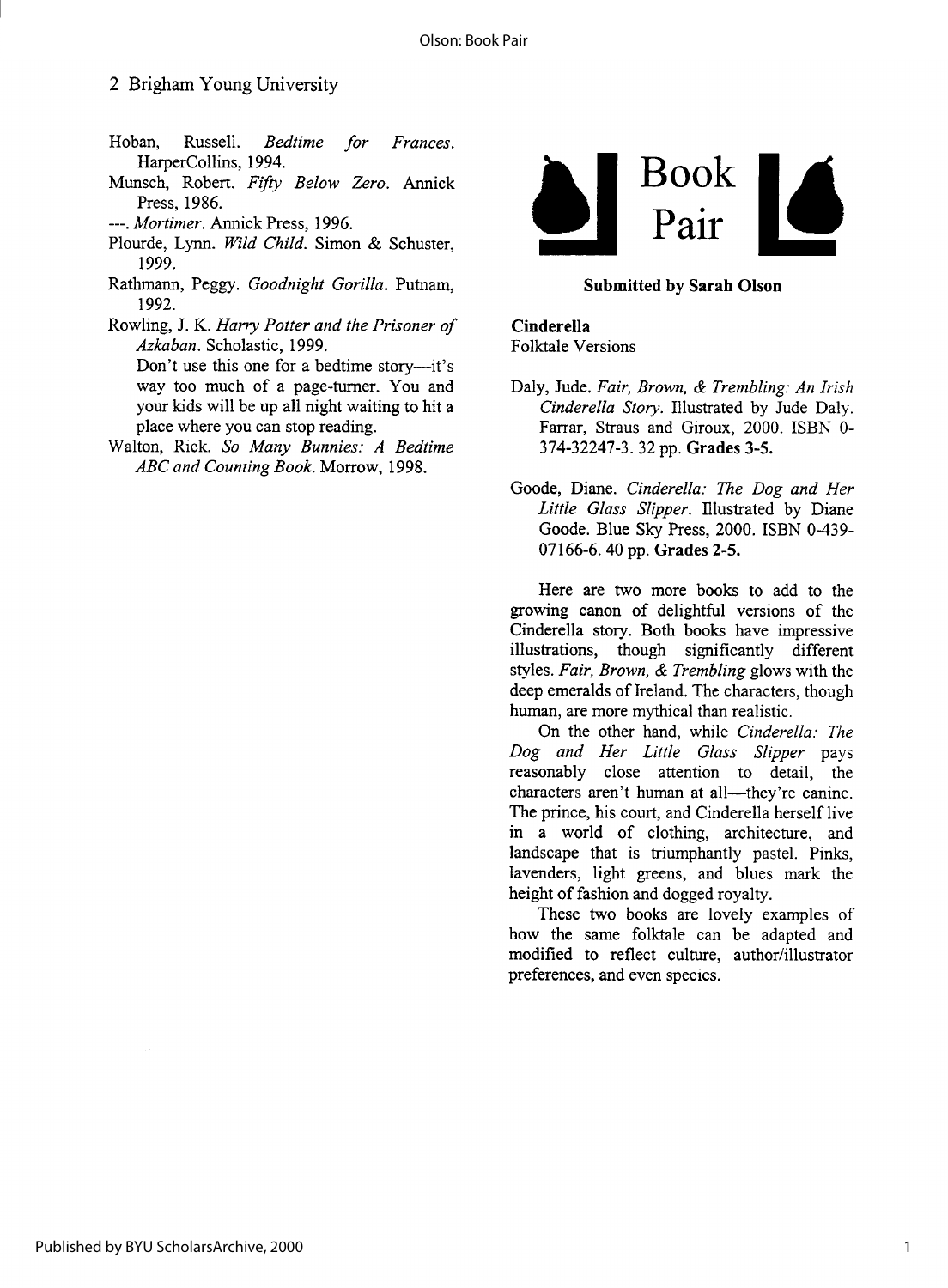2 Brigham Young University

Hoban, Russell. *Bedtime for Frances*. HarperCollins, 1994.

Munsch, Robert. *Fifty Below Zero*. Annick Press, 1986.

---. *Mortimer*. Annick Press, 1996.

Plourde, Lynn. *Wild Child*. Simon & Schuster, 1999.

Rathmann, Peggy. *Goodnight Gorilla*. Putnam, 1992.

Rowling, J. K. *Harry Potter and the Prisoner of Azkaban*. Scholastic, 1999.
Don't use this one for a bedtime story—it's way too much of a page-turner. You and your kids will be up all night waiting to hit a place where you can stop reading.

Walton, Rick. *So Many Bunnies: A Bedtime ABC and Counting Book*. Morrow, 1998.

# Book Pair

**Submitted by Sarah Olson**

**Cinderella**
Folktale Versions

Daly, Jude. *Fair, Brown, & Trembling: An Irish Cinderella Story*. Illustrated by Jude Daly. Farrar, Straus and Giroux, 2000. ISBN 0-374-32247-3. 32 pp. **Grades 3-5.**

Goode, Diane. *Cinderella: The Dog and Her Little Glass Slipper*. Illustrated by Diane Goode. Blue Sky Press, 2000. ISBN 0-439-07166-6. 40 pp. **Grades 2-5.**

Here are two more books to add to the growing canon of delightful versions of the Cinderella story. Both books have impressive illustrations, though significantly different styles. *Fair, Brown, & Trembling* glows with the deep emeralds of Ireland. The characters, though human, are more mythical than realistic.

On the other hand, while *Cinderella: The Dog and Her Little Glass Slipper* pays reasonably close attention to detail, the characters aren't human at all—they're canine. The prince, his court, and Cinderella herself live in a world of clothing, architecture, and landscape that is triumphantly pastel. Pinks, lavenders, light greens, and blues mark the height of fashion and dogged royalty.

These two books are lovely examples of how the same folktale can be adapted and modified to reflect culture, author/illustrator preferences, and even species.